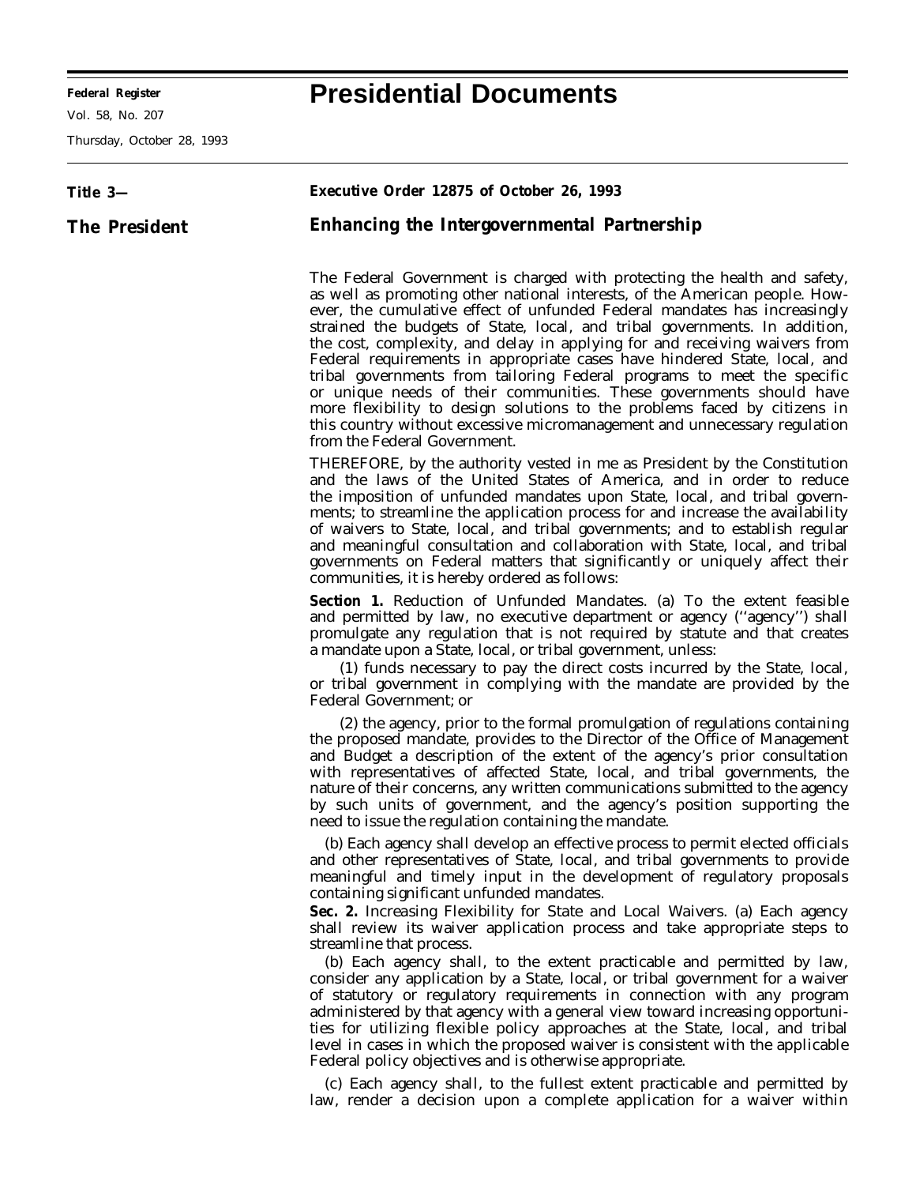**Federal Register**

Vol. 58, No. 207

Thursday, October 28, 1993

# Presidential Documents

**Title 3—**

**The President**

## Executive Order 12875 of October 26, 1993

## Enhancing the Intergovernmental Partnership

The Federal Government is charged with protecting the health and safety, as well as promoting other national interests, of the American people. However, the cumulative effect of unfunded Federal mandates has increasingly strained the budgets of State, local, and tribal governments. In addition, the cost, complexity, and delay in applying for and receiving waivers from Federal requirements in appropriate cases have hindered State, local, and tribal governments from tailoring Federal programs to meet the specific or unique needs of their communities. These governments should have more flexibility to design solutions to the problems faced by citizens in this country without excessive micromanagement and unnecessary regulation from the Federal Government.

THEREFORE, by the authority vested in me as President by the Constitution and the laws of the United States of America, and in order to reduce the imposition of unfunded mandates upon State, local, and tribal governments; to streamline the application process for and increase the availability of waivers to State, local, and tribal governments; and to establish regular and meaningful consultation and collaboration with State, local, and tribal governments on Federal matters that significantly or uniquely affect their communities, it is hereby ordered as follows:

**Section 1.** Reduction of Unfunded Mandates. (a) To the extent feasible and permitted by law, no executive department or agency (''agency'') shall promulgate any regulation that is not required by statute and that creates a mandate upon a State, local, or tribal government, unless:

(1) funds necessary to pay the direct costs incurred by the State, local, or tribal government in complying with the mandate are provided by the Federal Government; or

(2) the agency, prior to the formal promulgation of regulations containing the proposed mandate, provides to the Director of the Office of Management and Budget a description of the extent of the agency's prior consultation with representatives of affected State, local, and tribal governments, the nature of their concerns, any written communications submitted to the agency by such units of government, and the agency's position supporting the need to issue the regulation containing the mandate.

(b) Each agency shall develop an effective process to permit elected officials and other representatives of State, local, and tribal governments to provide meaningful and timely input in the development of regulatory proposals containing significant unfunded mandates.

**Sec. 2.** Increasing Flexibility for State and Local Waivers. (a) Each agency shall review its waiver application process and take appropriate steps to streamline that process.

(b) Each agency shall, to the extent practicable and permitted by law, consider any application by a State, local, or tribal government for a waiver of statutory or regulatory requirements in connection with any program administered by that agency with a general view toward increasing opportunities for utilizing flexible policy approaches at the State, local, and tribal level in cases in which the proposed waiver is consistent with the applicable Federal policy objectives and is otherwise appropriate.

(c) Each agency shall, to the fullest extent practicable and permitted by law, render a decision upon a complete application for a waiver within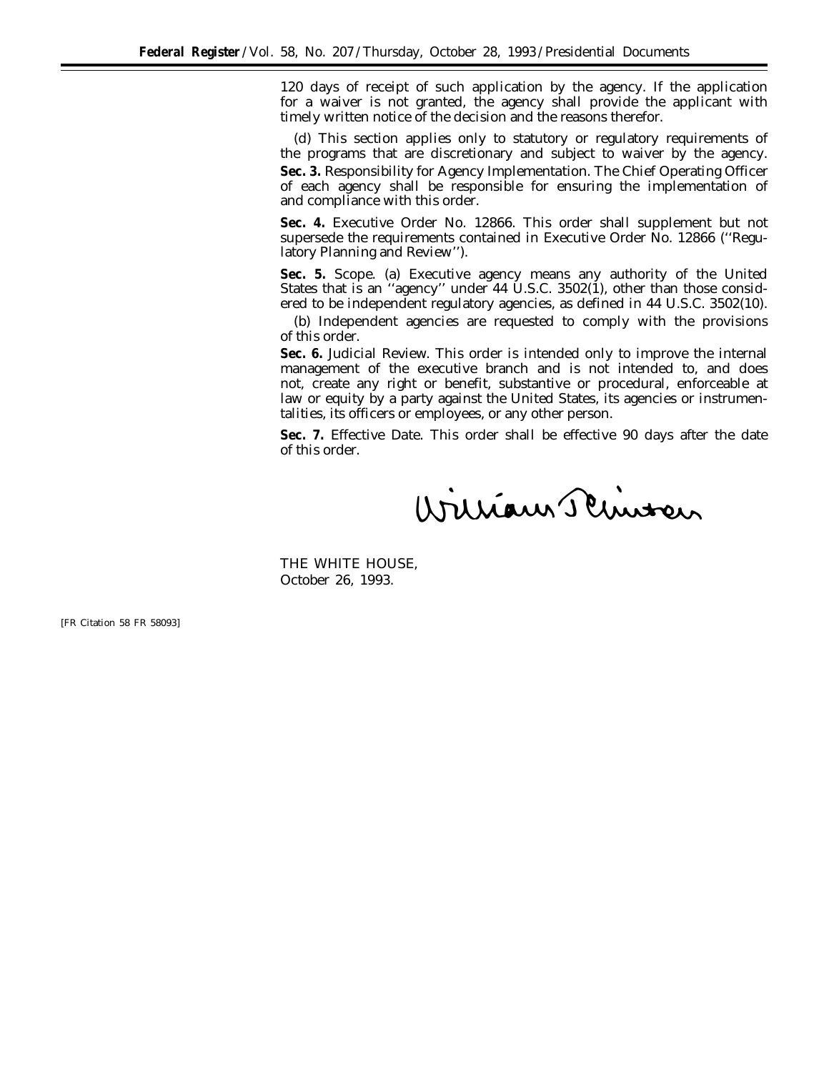120 days of receipt of such application by the agency. If the application for a waiver is not granted, the agency shall provide the applicant with timely written notice of the decision and the reasons therefor.

(d) This section applies only to statutory or regulatory requirements of the programs that are discretionary and subject to waiver by the agency.

**Sec. 3.** Responsibility for Agency Implementation. The Chief Operating Officer of each agency shall be responsible for ensuring the implementation of and compliance with this order.

**Sec. 4.** Executive Order No. 12866. This order shall supplement but not supersede the requirements contained in Executive Order No. 12866 (''Regulatory Planning and Review'').

**Sec. 5.** Scope. (a) Executive agency means any authority of the United States that is an ''agency'' under 44 U.S.C. 3502(1), other than those considered to be independent regulatory agencies, as defined in 44 U.S.C. 3502(10).

(b) Independent agencies are requested to comply with the provisions of this order.

**Sec. 6.** Judicial Review. This order is intended only to improve the internal management of the executive branch and is not intended to, and does not, create any right or benefit, substantive or procedural, enforceable at law or equity by a party against the United States, its agencies or instrumentalities, its officers or employees, or any other person.

**Sec. 7.** Effective Date. This order shall be effective 90 days after the date of this order.

William J. Clinton

THE WHITE HOUSE,
October 26, 1993.

[FR Citation 58 FR 58093]